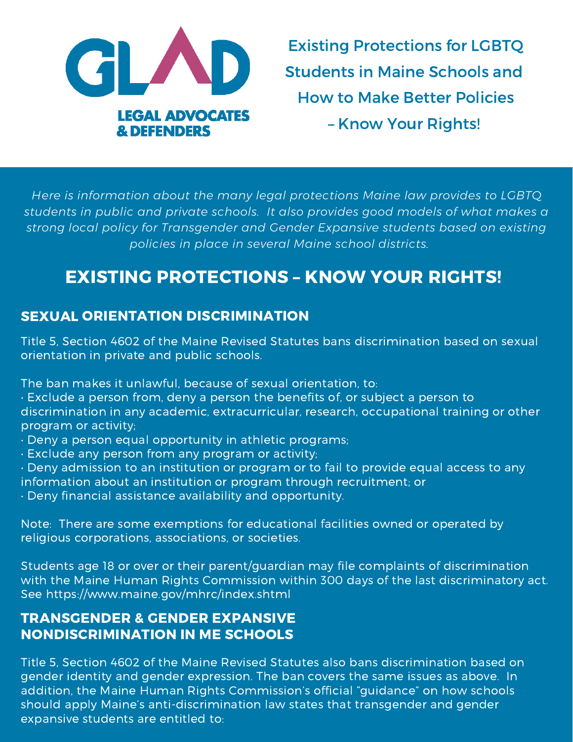GLAD

LEGAL ADVOCATES & DEFENDERS

# Existing Protections for LGBTQ Students in Maine Schools and How to Make Better Policies – Know Your Rights!

*Here is information about the many legal protections Maine law provides to LGBTQ students in public and private schools. It also provides good models of what makes a strong local policy for Transgender and Gender Expansive students based on existing policies in place in several Maine school districts.*

## EXISTING PROTECTIONS – KNOW YOUR RIGHTS!

### SEXUAL ORIENTATION DISCRIMINATION

Title 5, Section 4602 of the Maine Revised Statutes bans discrimination based on sexual orientation in private and public schools.

The ban makes it unlawful, because of sexual orientation, to:

- Exclude a person from, deny a person the benefits of, or subject a person to discrimination in any academic, extracurricular, research, occupational training or other program or activity;
- Deny a person equal opportunity in athletic programs;
- Exclude any person from any program or activity;
- Deny admission to an institution or program or to fail to provide equal access to any information about an institution or program through recruitment; or
- Deny financial assistance availability and opportunity.

Note: There are some exemptions for educational facilities owned or operated by religious corporations, associations, or societies.

Students age 18 or over or their parent/guardian may file complaints of discrimination with the Maine Human Rights Commission within 300 days of the last discriminatory act. See https://www.maine.gov/mhrc/index.shtml

### TRANSGENDER & GENDER EXPANSIVE NONDISCRIMINATION IN ME SCHOOLS

Title 5, Section 4602 of the Maine Revised Statutes also bans discrimination based on gender identity and gender expression. The ban covers the same issues as above. In addition, the Maine Human Rights Commission's official "guidance" on how schools should apply Maine's anti-discrimination law states that transgender and gender expansive students are entitled to: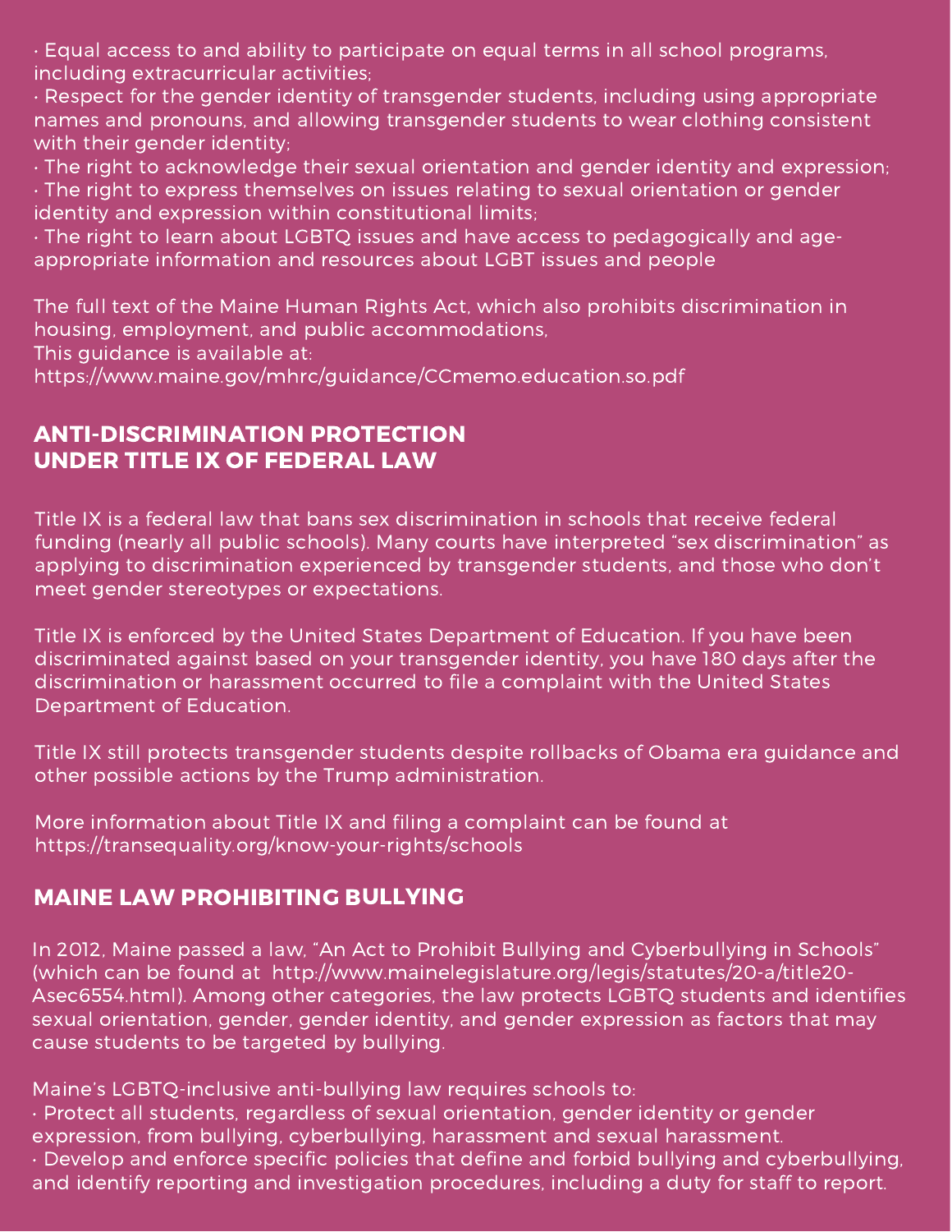- Equal access to and ability to participate on equal terms in all school programs, including extracurricular activities;
- Respect for the gender identity of transgender students, including using appropriate names and pronouns, and allowing transgender students to wear clothing consistent with their gender identity;
- The right to acknowledge their sexual orientation and gender identity and expression;
- The right to express themselves on issues relating to sexual orientation or gender identity and expression within constitutional limits;
- The right to learn about LGBTQ issues and have access to pedagogically and age-appropriate information and resources about LGBT issues and people

The full text of the Maine Human Rights Act, which also prohibits discrimination in housing, employment, and public accommodations,
This guidance is available at:
https://www.maine.gov/mhrc/guidance/CCmemo.education.so.pdf

## ANTI-DISCRIMINATION PROTECTION UNDER TITLE IX OF FEDERAL LAW

Title IX is a federal law that bans sex discrimination in schools that receive federal funding (nearly all public schools). Many courts have interpreted "sex discrimination" as applying to discrimination experienced by transgender students, and those who don't meet gender stereotypes or expectations.

Title IX is enforced by the United States Department of Education. If you have been discriminated against based on your transgender identity, you have 180 days after the discrimination or harassment occurred to file a complaint with the United States Department of Education.

Title IX still protects transgender students despite rollbacks of Obama era guidance and other possible actions by the Trump administration.

More information about Title IX and filing a complaint can be found at
https://transequality.org/know-your-rights/schools

## MAINE LAW PROHIBITING BULLYING

In 2012, Maine passed a law, "An Act to Prohibit Bullying and Cyberbullying in Schools" (which can be found at http://www.mainelegislature.org/legis/statutes/20-a/title20-Asec6554.html). Among other categories, the law protects LGBTQ students and identifies sexual orientation, gender, gender identity, and gender expression as factors that may cause students to be targeted by bullying.

Maine's LGBTQ-inclusive anti-bullying law requires schools to:

- Protect all students, regardless of sexual orientation, gender identity or gender expression, from bullying, cyberbullying, harassment and sexual harassment.
- Develop and enforce specific policies that define and forbid bullying and cyberbullying, and identify reporting and investigation procedures, including a duty for staff to report.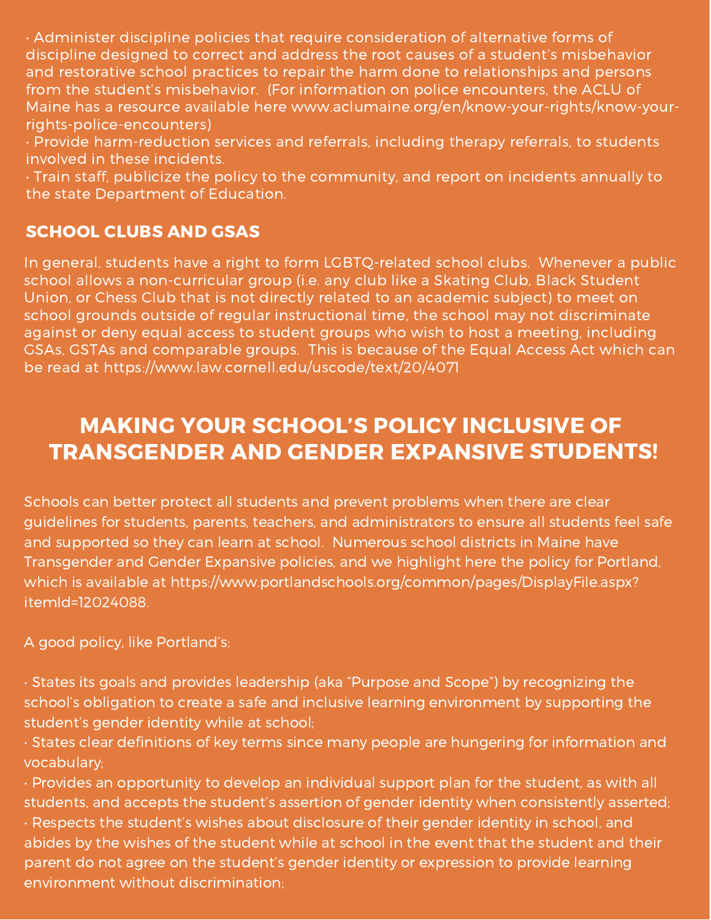- Administer discipline policies that require consideration of alternative forms of discipline designed to correct and address the root causes of a student's misbehavior and restorative school practices to repair the harm done to relationships and persons from the student's misbehavior. (For information on police encounters, the ACLU of Maine has a resource available here www.aclumaine.org/en/know-your-rights/know-your-rights-police-encounters)
- Provide harm-reduction services and referrals, including therapy referrals, to students involved in these incidents.
- Train staff, publicize the policy to the community, and report on incidents annually to the state Department of Education.

### SCHOOL CLUBS AND GSAS

In general, students have a right to form LGBTQ-related school clubs. Whenever a public school allows a non-curricular group (i.e. any club like a Skating Club, Black Student Union, or Chess Club that is not directly related to an academic subject) to meet on school grounds outside of regular instructional time, the school may not discriminate against or deny equal access to student groups who wish to host a meeting, including GSAs, GSTAs and comparable groups. This is because of the Equal Access Act which can be read at https://www.law.cornell.edu/uscode/text/20/4071

## MAKING YOUR SCHOOL'S POLICY INCLUSIVE OF TRANSGENDER AND GENDER EXPANSIVE STUDENTS!

Schools can better protect all students and prevent problems when there are clear guidelines for students, parents, teachers, and administrators to ensure all students feel safe and supported so they can learn at school. Numerous school districts in Maine have Transgender and Gender Expansive policies, and we highlight here the policy for Portland, which is available at https://www.portlandschools.org/common/pages/DisplayFile.aspx?itemId=12024088.

A good policy, like Portland's:

- States its goals and provides leadership (aka "Purpose and Scope") by recognizing the school's obligation to create a safe and inclusive learning environment by supporting the student's gender identity while at school;
- States clear definitions of key terms since many people are hungering for information and vocabulary;
- Provides an opportunity to develop an individual support plan for the student, as with all students, and accepts the student's assertion of gender identity when consistently asserted;
- Respects the student's wishes about disclosure of their gender identity in school, and abides by the wishes of the student while at school in the event that the student and their parent do not agree on the student's gender identity or expression to provide learning environment without discrimination;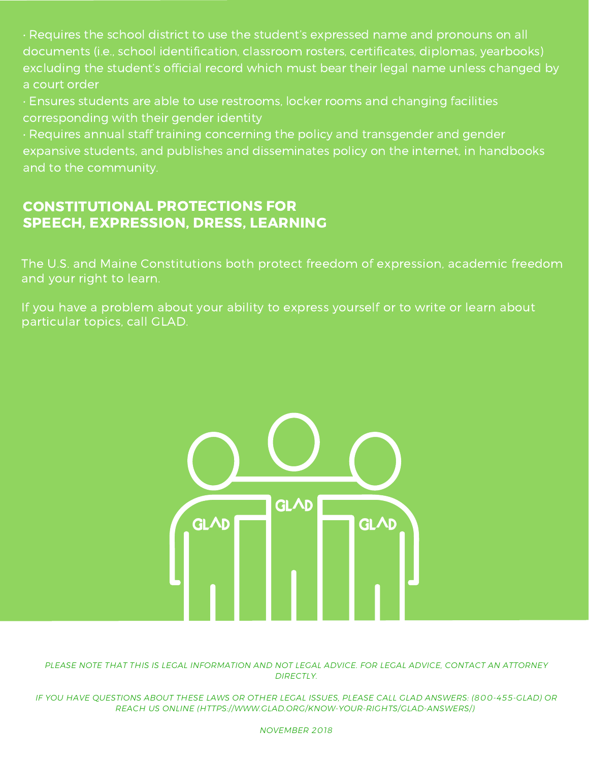- Requires the school district to use the student's expressed name and pronouns on all documents (i.e., school identification, classroom rosters, certificates, diplomas, yearbooks) excluding the student's official record which must bear their legal name unless changed by a court order
- Ensures students are able to use restrooms, locker rooms and changing facilities corresponding with their gender identity
- Requires annual staff training concerning the policy and transgender and gender expansive students, and publishes and disseminates policy on the internet, in handbooks and to the community.

## CONSTITUTIONAL PROTECTIONS FOR SPEECH, EXPRESSION, DRESS, LEARNING

The U.S. and Maine Constitutions both protect freedom of expression, academic freedom and your right to learn.

If you have a problem about your ability to express yourself or to write or learn about particular topics, call GLAD.

*PLEASE NOTE THAT THIS IS LEGAL INFORMATION AND NOT LEGAL ADVICE. FOR LEGAL ADVICE, CONTACT AN ATTORNEY DIRECTLY.*

*IF YOU HAVE QUESTIONS ABOUT THESE LAWS OR OTHER LEGAL ISSUES, PLEASE CALL GLAD ANSWERS: (800-455-GLAD) OR REACH US ONLINE (HTTPS://WWW.GLAD.ORG/KNOW-YOUR-RIGHTS/GLAD-ANSWERS/)*

*NOVEMBER 2018*